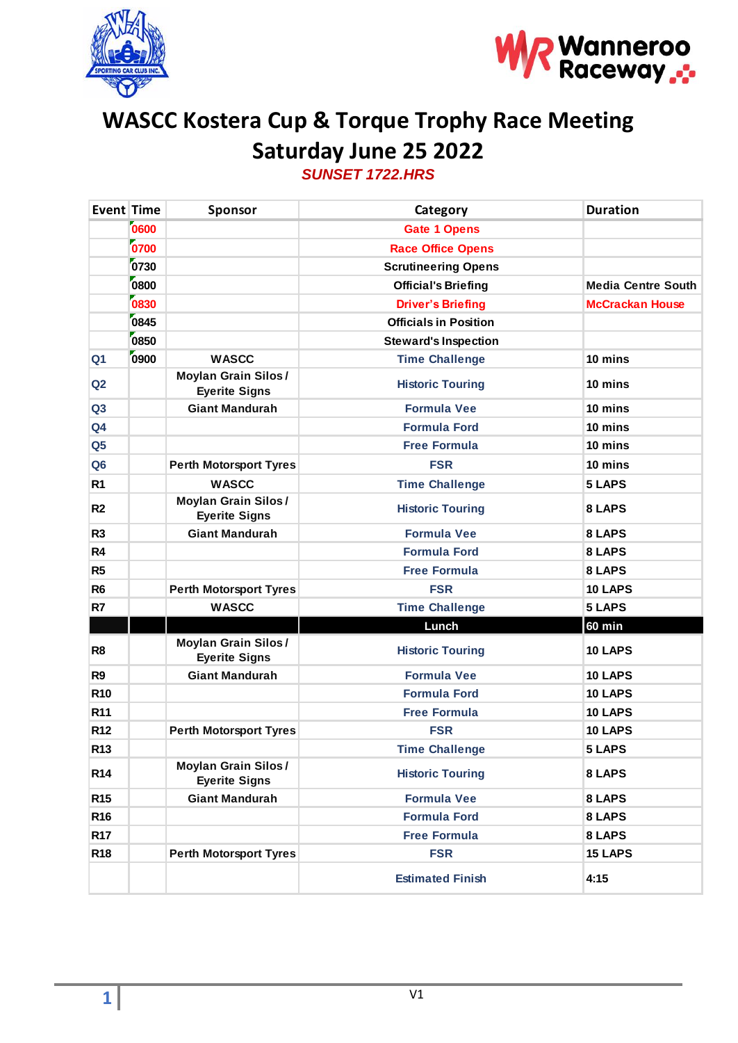# WASCC Kostera Cup & Torque Trophy Race Meeting

# Saturday June 25 2022

***SUNSET 1722.HRS***

| Event | Time | Sponsor | Category | Duration |
|---|---|---|---|---|
| | 0600 | | Gate 1 Opens | |
| | 0700 | | Race Office Opens | |
| | 0730 | | Scrutineering Opens | |
| | 0800 | | Official's Briefing | Media Centre South |
| | 0830 | | Driver's Briefing | McCrackan House |
| | 0845 | | Officials in Position | |
| | 0850 | | Steward's Inspection | |
| Q1 | 0900 | WASCC | Time Challenge | 10 mins |
| Q2 | | Moylan Grain Silos / Eyerite Signs | Historic Touring | 10 mins |
| Q3 | | Giant Mandurah | Formula Vee | 10 mins |
| Q4 | | | Formula Ford | 10 mins |
| Q5 | | | Free Formula | 10 mins |
| Q6 | | Perth Motorsport Tyres | FSR | 10 mins |
| R1 | | WASCC | Time Challenge | 5 LAPS |
| R2 | | Moylan Grain Silos / Eyerite Signs | Historic Touring | 8 LAPS |
| R3 | | Giant Mandurah | Formula Vee | 8 LAPS |
| R4 | | | Formula Ford | 8 LAPS |
| R5 | | | Free Formula | 8 LAPS |
| R6 | | Perth Motorsport Tyres | FSR | 10 LAPS |
| R7 | | WASCC | Time Challenge | 5 LAPS |
| | | | Lunch | 60 min |
| R8 | | Moylan Grain Silos / Eyerite Signs | Historic Touring | 10 LAPS |
| R9 | | Giant Mandurah | Formula Vee | 10 LAPS |
| R10 | | | Formula Ford | 10 LAPS |
| R11 | | | Free Formula | 10 LAPS |
| R12 | | Perth Motorsport Tyres | FSR | 10 LAPS |
| R13 | | | Time Challenge | 5 LAPS |
| R14 | | Moylan Grain Silos / Eyerite Signs | Historic Touring | 8 LAPS |
| R15 | | Giant Mandurah | Formula Vee | 8 LAPS |
| R16 | | | Formula Ford | 8 LAPS |
| R17 | | | Free Formula | 8 LAPS |
| R18 | | Perth Motorsport Tyres | FSR | 15 LAPS |
| | | | Estimated Finish | 4:15 |

V1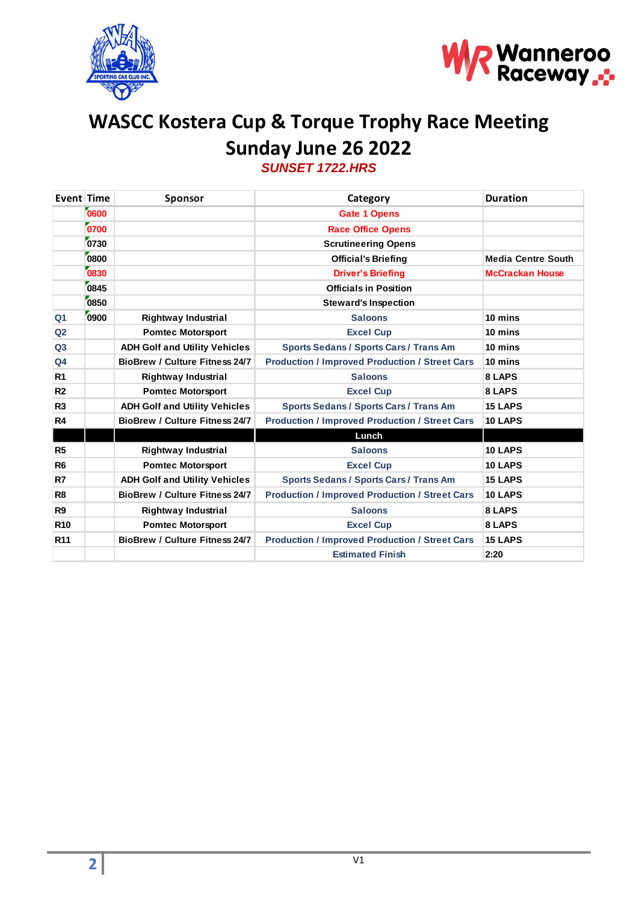# WASCC Kostera Cup & Torque Trophy Race Meeting

## Sunday June 26 2022

***SUNSET 1722.HRS***

| Event | Time | Sponsor | Category | Duration |
|---|---|---|---|---|
| | 0600 | | Gate 1 Opens | |
| | 0700 | | Race Office Opens | |
| | 0730 | | Scrutineering Opens | |
| | 0800 | | Official's Briefing | Media Centre South |
| | 0830 | | Driver's Briefing | McCrackan House |
| | 0845 | | Officials in Position | |
| | 0850 | | Steward's Inspection | |
| Q1 | 0900 | Rightway Industrial | Saloons | 10 mins |
| Q2 | | Pomtec Motorsport | Excel Cup | 10 mins |
| Q3 | | ADH Golf and Utility Vehicles | Sports Sedans / Sports Cars / Trans Am | 10 mins |
| Q4 | | BioBrew / Culture Fitness 24/7 | Production / Improved Production / Street Cars | 10 mins |
| R1 | | Rightway Industrial | Saloons | 8 LAPS |
| R2 | | Pomtec Motorsport | Excel Cup | 8 LAPS |
| R3 | | ADH Golf and Utility Vehicles | Sports Sedans / Sports Cars / Trans Am | 15 LAPS |
| R4 | | BioBrew / Culture Fitness 24/7 | Production / Improved Production / Street Cars | 10 LAPS |
| | | | Lunch | |
| R5 | | Rightway Industrial | Saloons | 10 LAPS |
| R6 | | Pomtec Motorsport | Excel Cup | 10 LAPS |
| R7 | | ADH Golf and Utility Vehicles | Sports Sedans / Sports Cars / Trans Am | 15 LAPS |
| R8 | | BioBrew / Culture Fitness 24/7 | Production / Improved Production / Street Cars | 10 LAPS |
| R9 | | Rightway Industrial | Saloons | 8 LAPS |
| R10 | | Pomtec Motorsport | Excel Cup | 8 LAPS |
| R11 | | BioBrew / Culture Fitness 24/7 | Production / Improved Production / Street Cars | 15 LAPS |
| | | | Estimated Finish | 2:20 |

V1